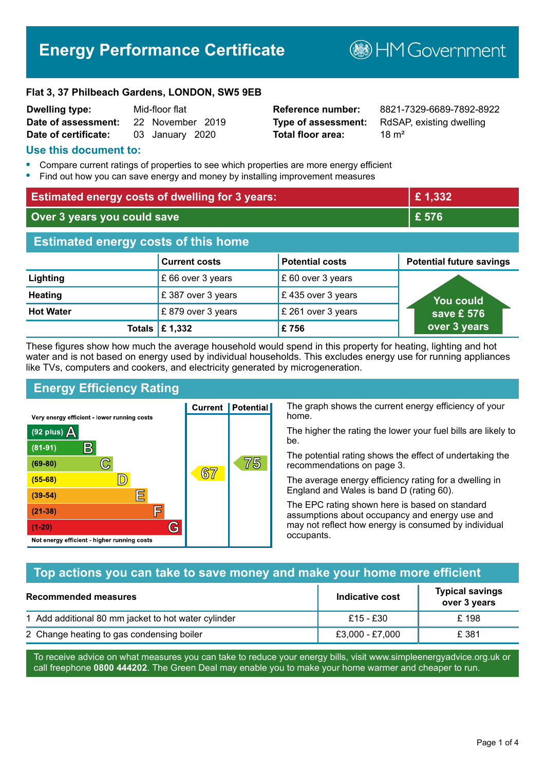# Energy Performance Certificate

HM Government

**Flat 3, 37 Philbeach Gardens, LONDON, SW5 9EB**

| | | | |
|---|---|---|---|
| **Dwelling type:** | Mid-floor flat | **Reference number:** | 8821-7329-6689-7892-8922 |
| **Date of assessment:** | 22 November 2019 | **Type of assessment:** | RdSAP, existing dwelling |
| **Date of certificate:** | 03 January 2020 | **Total floor area:** | 18 m² |

## Use this document to:

- Compare current ratings of properties to see which properties are more energy efficient
- Find out how you can save energy and money by installing improvement measures

| | |
|---|---|
| **Estimated energy costs of dwelling for 3 years:** | **£ 1,332** |
| **Over 3 years you could save** | **£ 576** |

## Estimated energy costs of this home

| | Current costs | Potential costs | Potential future savings |
|---|---|---|---|
| **Lighting** | £ 66 over 3 years | £ 60 over 3 years | You could save £ 576 over 3 years |
| **Heating** | £ 387 over 3 years | £ 435 over 3 years | |
| **Hot Water** | £ 879 over 3 years | £ 261 over 3 years | |
| **Totals** | **£ 1,332** | **£ 756** | |

These figures show how much the average household would spend in this property for heating, lighting and hot water and is not based on energy used by individual households. This excludes energy use for running appliances like TVs, computers and cookers, and electricity generated by microgeneration.

## Energy Efficiency Rating

Very energy efficient - lower running costs

| Rating | Band | Current | Potential |
|---|---|---|---|
| (92 plus) | A | | |
| (81-91) | B | | |
| (69-80) | C | | 75 |
| (55-68) | D | 67 | |
| (39-54) | E | | |
| (21-38) | F | | |
| (1-20) | G | | |

Not energy efficient - higher running costs

The graph shows the current energy efficiency of your home.

The higher the rating the lower your fuel bills are likely to be.

The potential rating shows the effect of undertaking the recommendations on page 3.

The average energy efficiency rating for a dwelling in England and Wales is band D (rating 60).

The EPC rating shown here is based on standard assumptions about occupancy and energy use and may not reflect how energy is consumed by individual occupants.

## Top actions you can take to save money and make your home more efficient

| Recommended measures | Indicative cost | Typical savings over 3 years |
|---|---|---|
| 1 Add additional 80 mm jacket to hot water cylinder | £15 - £30 | £ 198 |
| 2 Change heating to gas condensing boiler | £3,000 - £7,000 | £ 381 |

To receive advice on what measures you can take to reduce your energy bills, visit www.simpleenergyadvice.org.uk or call freephone **0800 444202**. The Green Deal may enable you to make your home warmer and cheaper to run.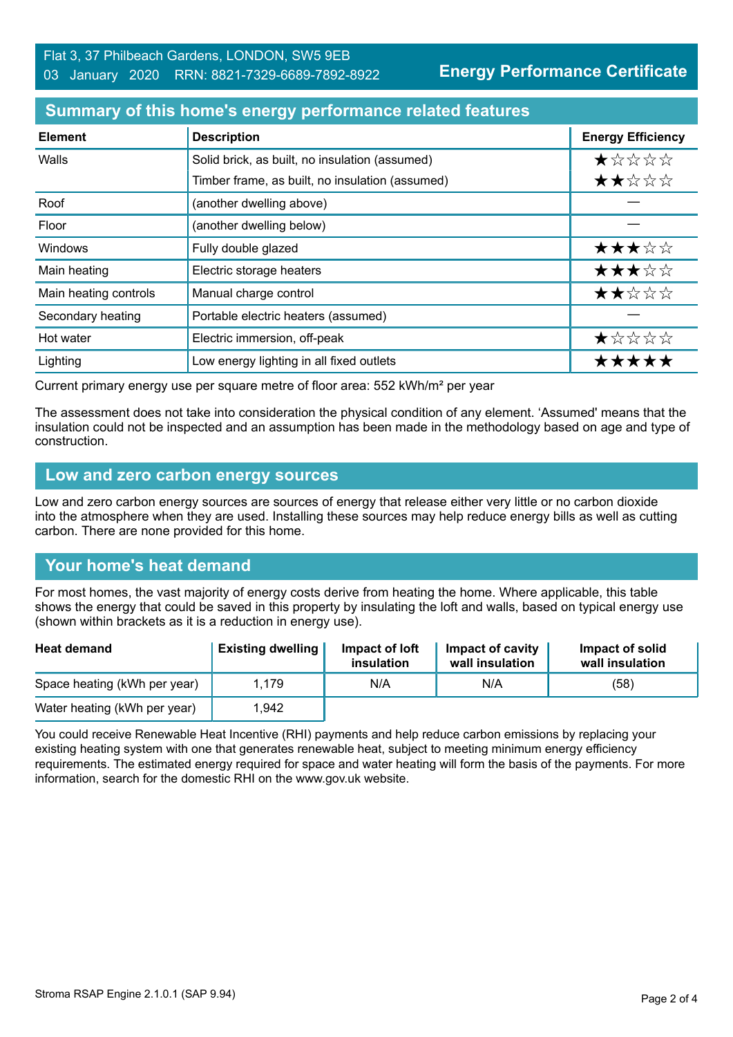Flat 3, 37 Philbeach Gardens, LONDON, SW5 9EB
03 January 2020 RRN: 8821-7329-6689-7892-8922

**Energy Performance Certificate**

## Summary of this home's energy performance related features

| Element | Description | Energy Efficiency |
|---|---|---|
| Walls | Solid brick, as built, no insulation (assumed) | ★☆☆☆☆ |
| | Timber frame, as built, no insulation (assumed) | ★★☆☆☆ |
| Roof | (another dwelling above) | — |
| Floor | (another dwelling below) | — |
| Windows | Fully double glazed | ★★★☆☆ |
| Main heating | Electric storage heaters | ★★★☆☆ |
| Main heating controls | Manual charge control | ★★☆☆☆ |
| Secondary heating | Portable electric heaters (assumed) | — |
| Hot water | Electric immersion, off-peak | ★☆☆☆☆ |
| Lighting | Low energy lighting in all fixed outlets | ★★★★★ |

Current primary energy use per square metre of floor area: 552 kWh/m² per year

The assessment does not take into consideration the physical condition of any element. 'Assumed' means that the insulation could not be inspected and an assumption has been made in the methodology based on age and type of construction.

## Low and zero carbon energy sources

Low and zero carbon energy sources are sources of energy that release either very little or no carbon dioxide into the atmosphere when they are used. Installing these sources may help reduce energy bills as well as cutting carbon. There are none provided for this home.

## Your home's heat demand

For most homes, the vast majority of energy costs derive from heating the home. Where applicable, this table shows the energy that could be saved in this property by insulating the loft and walls, based on typical energy use (shown within brackets as it is a reduction in energy use).

| Heat demand | Existing dwelling | Impact of loft insulation | Impact of cavity wall insulation | Impact of solid wall insulation |
|---|---|---|---|---|
| Space heating (kWh per year) | 1,179 | N/A | N/A | (58) |
| Water heating (kWh per year) | 1,942 | | | |

You could receive Renewable Heat Incentive (RHI) payments and help reduce carbon emissions by replacing your existing heating system with one that generates renewable heat, subject to meeting minimum energy efficiency requirements. The estimated energy required for space and water heating will form the basis of the payments. For more information, search for the domestic RHI on the www.gov.uk website.

Stroma RSAP Engine 2.1.0.1 (SAP 9.94)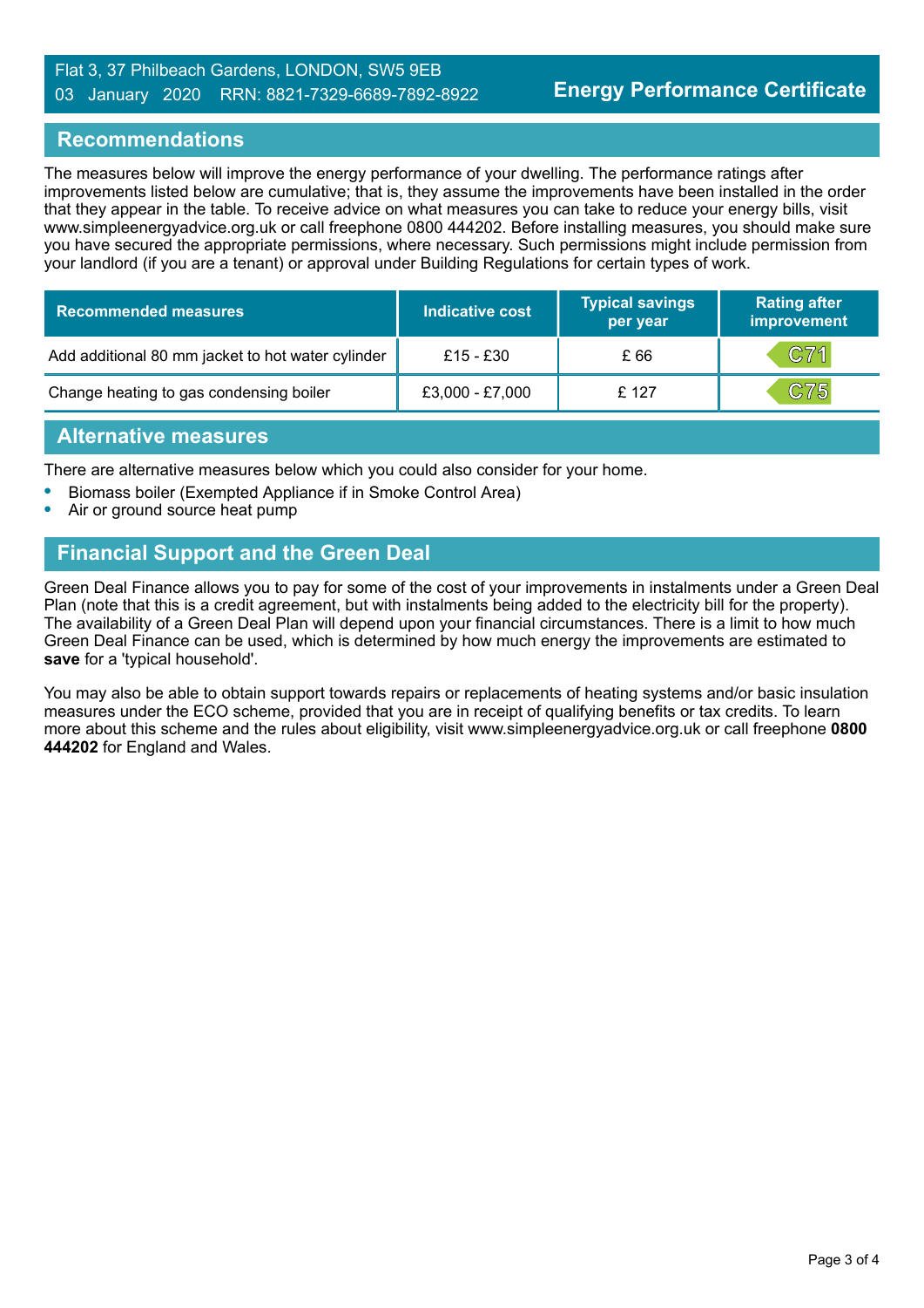## Recommendations

The measures below will improve the energy performance of your dwelling. The performance ratings after improvements listed below are cumulative; that is, they assume the improvements have been installed in the order that they appear in the table. To receive advice on what measures you can take to reduce your energy bills, visit www.simpleenergyadvice.org.uk or call freephone 0800 444202. Before installing measures, you should make sure you have secured the appropriate permissions, where necessary. Such permissions might include permission from your landlord (if you are a tenant) or approval under Building Regulations for certain types of work.

| Recommended measures | Indicative cost | Typical savings per year | Rating after improvement |
|---|---|---|---|
| Add additional 80 mm jacket to hot water cylinder | £15 - £30 | £ 66 | C71 |
| Change heating to gas condensing boiler | £3,000 - £7,000 | £ 127 | C75 |

## Alternative measures

There are alternative measures below which you could also consider for your home.

- Biomass boiler (Exempted Appliance if in Smoke Control Area)
- Air or ground source heat pump

## Financial Support and the Green Deal

Green Deal Finance allows you to pay for some of the cost of your improvements in instalments under a Green Deal Plan (note that this is a credit agreement, but with instalments being added to the electricity bill for the property). The availability of a Green Deal Plan will depend upon your financial circumstances. There is a limit to how much Green Deal Finance can be used, which is determined by how much energy the improvements are estimated to **save** for a 'typical household'.

You may also be able to obtain support towards repairs or replacements of heating systems and/or basic insulation measures under the ECO scheme, provided that you are in receipt of qualifying benefits or tax credits. To learn more about this scheme and the rules about eligibility, visit www.simpleenergyadvice.org.uk or call freephone **0800 444202** for England and Wales.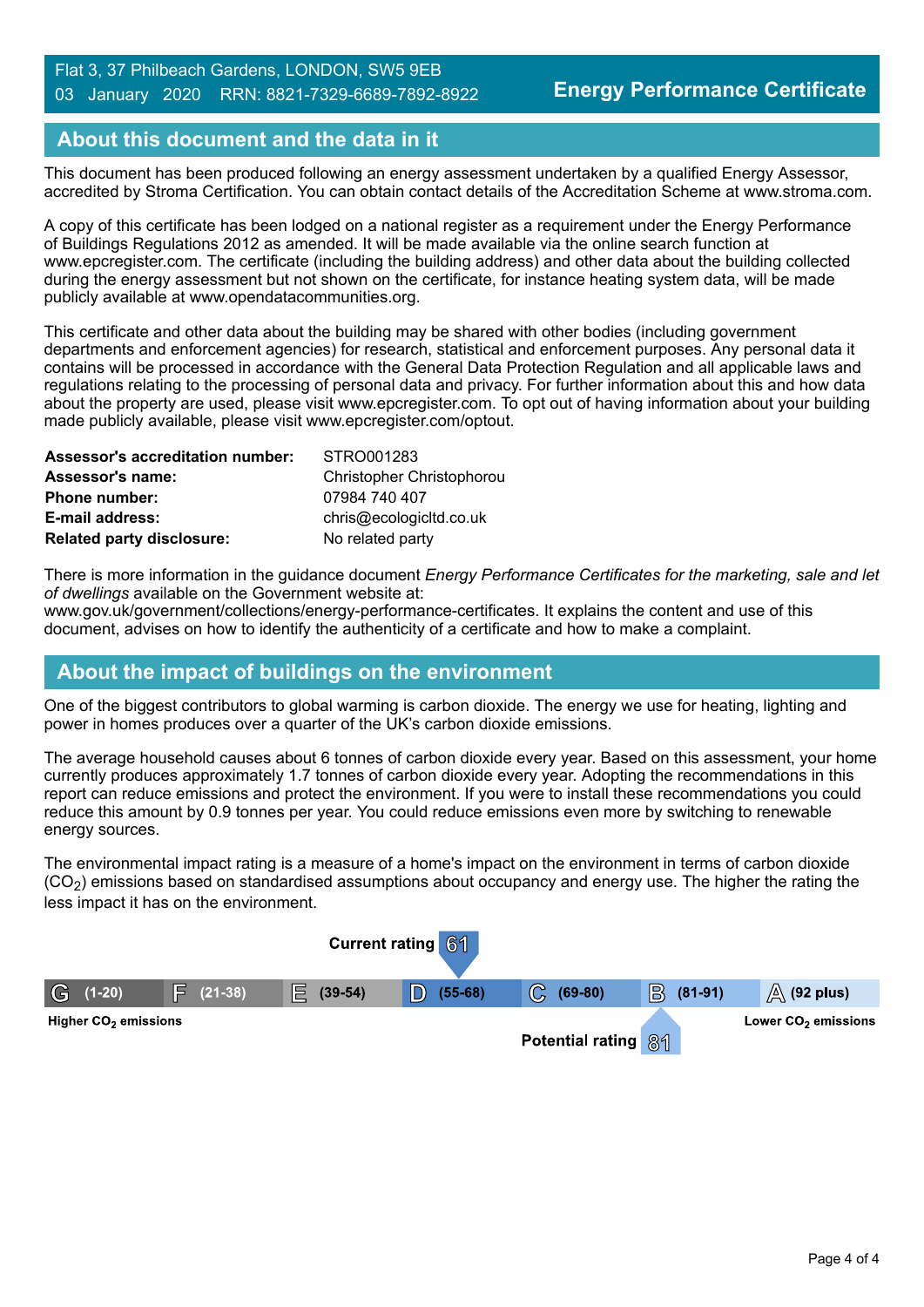Flat 3, 37 Philbeach Gardens, LONDON, SW5 9EB
03 January 2020 RRN: 8821-7329-6689-7892-8922

**Energy Performance Certificate**

## About this document and the data in it

This document has been produced following an energy assessment undertaken by a qualified Energy Assessor, accredited by Stroma Certification. You can obtain contact details of the Accreditation Scheme at www.stroma.com.

A copy of this certificate has been lodged on a national register as a requirement under the Energy Performance of Buildings Regulations 2012 as amended. It will be made available via the online search function at www.epcregister.com. The certificate (including the building address) and other data about the building collected during the energy assessment but not shown on the certificate, for instance heating system data, will be made publicly available at www.opendatacommunities.org.

This certificate and other data about the building may be shared with other bodies (including government departments and enforcement agencies) for research, statistical and enforcement purposes. Any personal data it contains will be processed in accordance with the General Data Protection Regulation and all applicable laws and regulations relating to the processing of personal data and privacy. For further information about this and how data about the property are used, please visit www.epcregister.com. To opt out of having information about your building made publicly available, please visit www.epcregister.com/optout.

| | |
|---|---|
| **Assessor's accreditation number:** | STRO001283 |
| **Assessor's name:** | Christopher Christophorou |
| **Phone number:** | 07984 740 407 |
| **E-mail address:** | chris@ecologicltd.co.uk |
| **Related party disclosure:** | No related party |

There is more information in the guidance document *Energy Performance Certificates for the marketing, sale and let of dwellings* available on the Government website at: www.gov.uk/government/collections/energy-performance-certificates. It explains the content and use of this document, advises on how to identify the authenticity of a certificate and how to make a complaint.

## About the impact of buildings on the environment

One of the biggest contributors to global warming is carbon dioxide. The energy we use for heating, lighting and power in homes produces over a quarter of the UK's carbon dioxide emissions.

The average household causes about 6 tonnes of carbon dioxide every year. Based on this assessment, your home currently produces approximately 1.7 tonnes of carbon dioxide every year. Adopting the recommendations in this report can reduce emissions and protect the environment. If you were to install these recommendations you could reduce this amount by 0.9 tonnes per year. You could reduce emissions even more by switching to renewable energy sources.

The environmental impact rating is a measure of a home's impact on the environment in terms of carbon dioxide ($CO_2$) emissions based on standardised assumptions about occupancy and energy use. The higher the rating the less impact it has on the environment.

Current rating 61

G (1-20)
F (21-38)
E (39-54)
D (55-68)
C (69-80)
B (81-91)
A (92 plus)

Higher $CO_2$ emissions

Lower $CO_2$ emissions

Potential rating 81